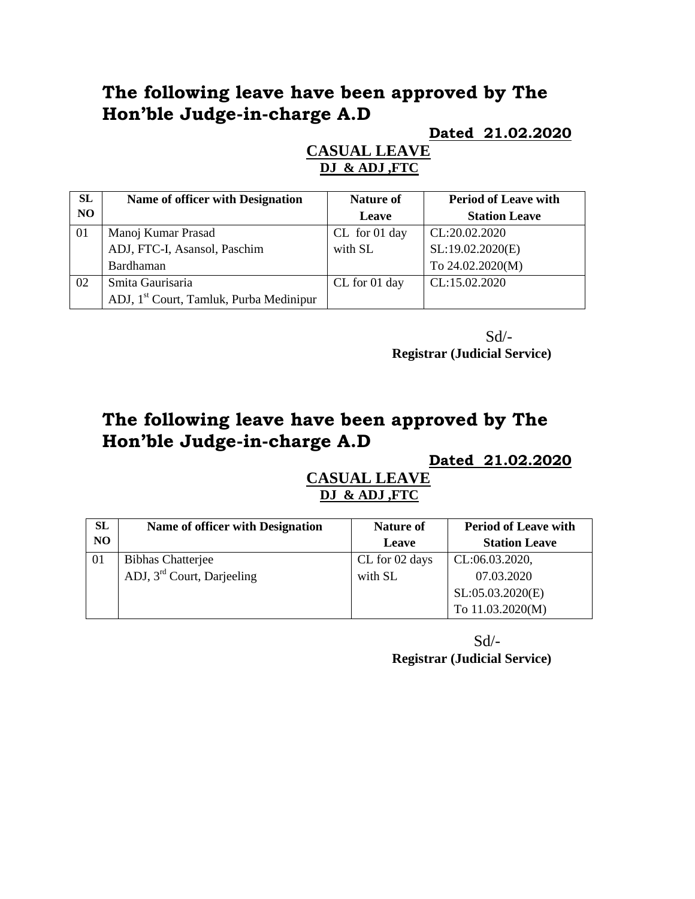## The following leave have been approved by The Hon'ble Judge-in-charge A.D

**Dated 21.02.2020**

**CASUAL LEAVE**

**DJ & ADJ ,FTC**

| SL NO | Name of officer with Designation | Nature of Leave | Period of Leave with Station Leave |
|---|---|---|---|
| 01 | Manoj Kumar Prasad<br>ADJ, FTC-I, Asansol, Paschim Bardhaman | CL for 01 day with SL | CL:20.02.2020<br>SL:19.02.2020(E)<br>To 24.02.2020(M) |
| 02 | Smita Gaurisaria<br>ADJ, 1st Court, Tamluk, Purba Medinipur | CL for 01 day | CL:15.02.2020 |

Sd/-
**Registrar (Judicial Service)**

## The following leave have been approved by The Hon'ble Judge-in-charge A.D

**Dated 21.02.2020**

**CASUAL LEAVE**

**DJ & ADJ ,FTC**

| SL NO | Name of officer with Designation | Nature of Leave | Period of Leave with Station Leave |
|---|---|---|---|
| 01 | Bibhas Chatterjee<br>ADJ, 3rd Court, Darjeeling | CL for 02 days with SL | CL:06.03.2020,<br>07.03.2020<br>SL:05.03.2020(E)<br>To 11.03.2020(M) |

Sd/-
**Registrar (Judicial Service)**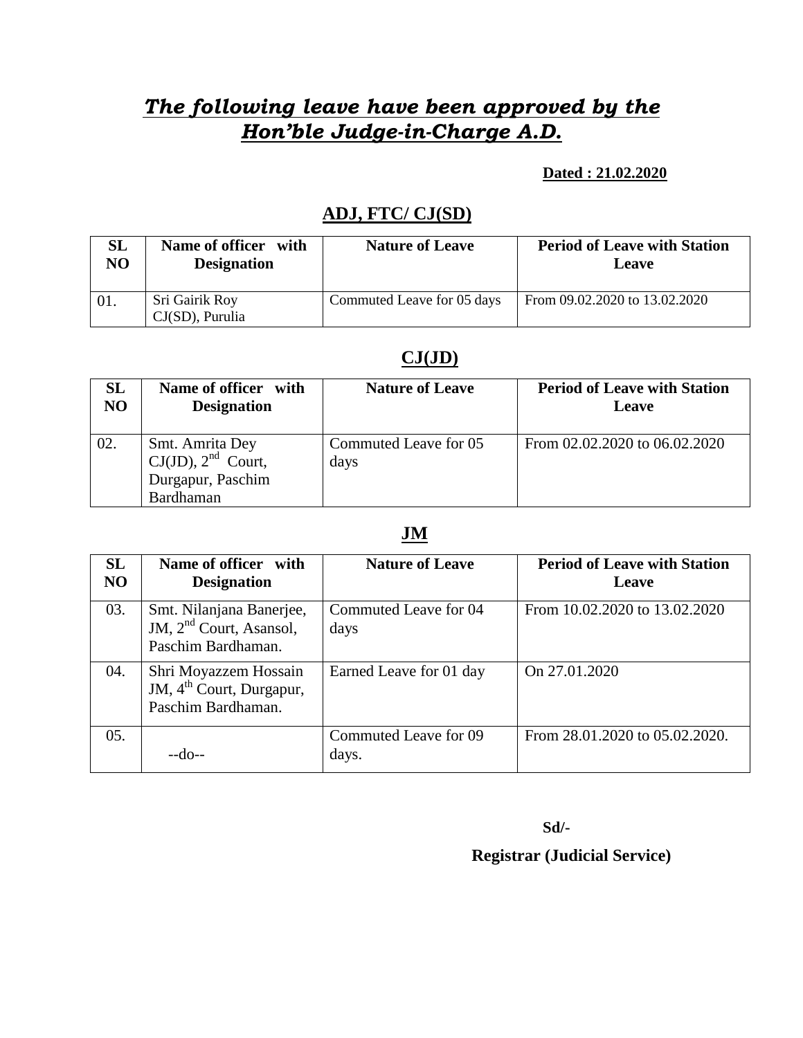# *The following leave have been approved by the Hon'ble Judge-in-Charge A.D.*

**Dated : 21.02.2020**

## ADJ, FTC/ CJ(SD)

| SL NO | Name of officer with Designation | Nature of Leave | Period of Leave with Station Leave |
|---|---|---|---|
| 01. | Sri Gairik Roy CJ(SD), Purulia | Commuted Leave for 05 days | From 09.02.2020 to 13.02.2020 |

## CJ(JD)

| SL NO | Name of officer with Designation | Nature of Leave | Period of Leave with Station Leave |
|---|---|---|---|
| 02. | Smt. Amrita Dey CJ(JD), 2nd Court, Durgapur, Paschim Bardhaman | Commuted Leave for 05 days | From 02.02.2020 to 06.02.2020 |

## JM

| SL NO | Name of officer with Designation | Nature of Leave | Period of Leave with Station Leave |
|---|---|---|---|
| 03. | Smt. Nilanjana Banerjee, JM, 2nd Court, Asansol, Paschim Bardhaman. | Commuted Leave for 04 days | From 10.02.2020 to 13.02.2020 |
| 04. | Shri Moyazzem Hossain JM, 4th Court, Durgapur, Paschim Bardhaman. | Earned Leave for 01 day | On 27.01.2020 |
| 05. | --do-- | Commuted Leave for 09 days. | From 28.01.2020 to 05.02.2020. |

**Sd/-**

**Registrar (Judicial Service)**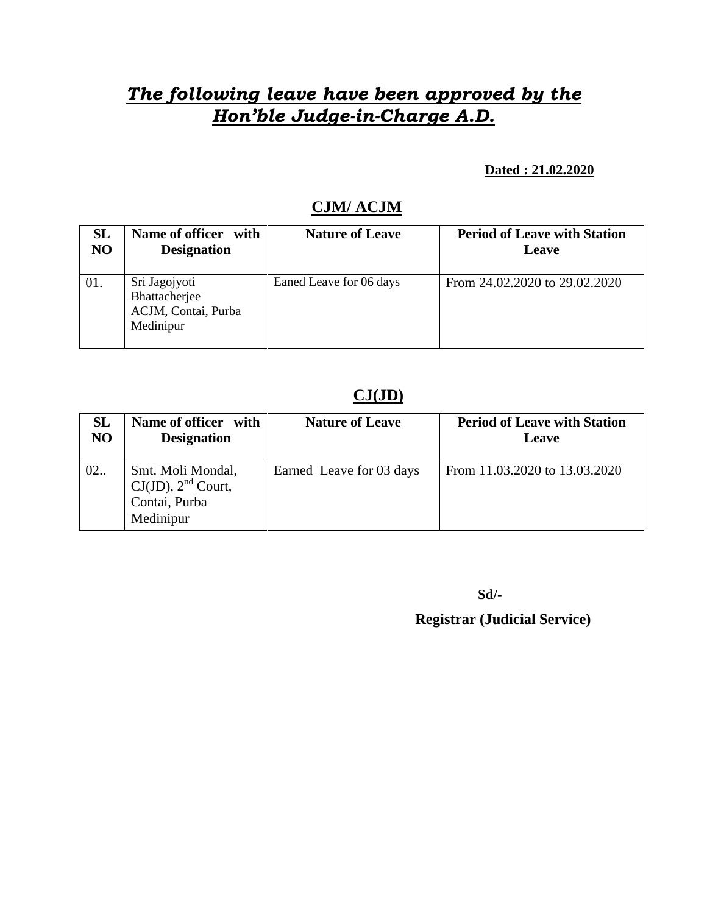# ***The following leave have been approved by the Hon'ble Judge-in-Charge A.D.***

**Dated : 21.02.2020**

## CJM/ ACJM

| SL NO | Name of officer with Designation | Nature of Leave | Period of Leave with Station Leave |
|---|---|---|---|
| 01. | Sri Jagojyoti Bhattacherjee ACJM, Contai, Purba Medinipur | Eaned Leave for 06 days | From 24.02.2020 to 29.02.2020 |

## CJ(JD)

| SL NO | Name of officer with Designation | Nature of Leave | Period of Leave with Station Leave |
|---|---|---|---|
| 02.. | Smt. Moli Mondal, CJ(JD), 2nd Court, Contai, Purba Medinipur | Earned Leave for 03 days | From 11.03.2020 to 13.03.2020 |

**Sd/-**

**Registrar (Judicial Service)**